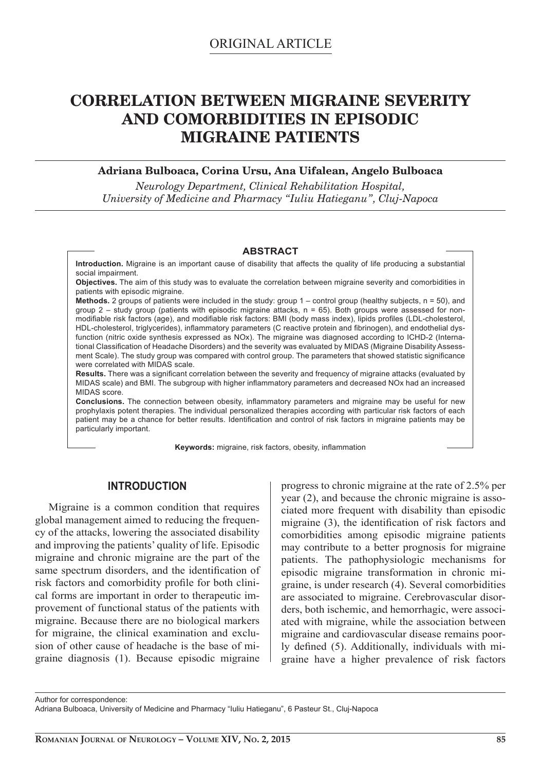ORIGINAL ARTICLE

# CORRELATION BETWEEN MIGRAINE SEVERITY AND COMORBIDITIES IN EPISODIC MIGRAINE PATIENTS

**Adriana Bulboaca, Corina Ursu, Ana Uifalean, Angelo Bulboaca**

*Neurology Department, Clinical Rehabilitation Hospital, University of Medicine and Pharmacy "Iuliu Hatieganu", Cluj-Napoca*

## ABSTRACT

**Introduction.** Migraine is an important cause of disability that affects the quality of life producing a substantial social impairment.

**Objectives.** The aim of this study was to evaluate the correlation between migraine severity and comorbidities in patients with episodic migraine.

**Methods.** 2 groups of patients were included in the study: group 1 – control group (healthy subjects, n = 50), and group 2 – study group (patients with episodic migraine attacks, n = 65). Both groups were assessed for non-modifiable risk factors (age), and modifiable risk factors: BMI (body mass index), lipids profiles (LDL-cholesterol, HDL-cholesterol, triglycerides), inflammatory parameters (C reactive protein and fibrinogen), and endothelial dysfunction (nitric oxide synthesis expressed as NOx). The migraine was diagnosed according to ICHD-2 (International Classification of Headache Disorders) and the severity was evaluated by MIDAS (Migraine Disability Assessment Scale). The study group was compared with control group. The parameters that showed statistic significance were correlated with MIDAS scale.

**Results.** There was a significant correlation between the severity and frequency of migraine attacks (evaluated by MIDAS scale) and BMI. The subgroup with higher inflammatory parameters and decreased NOx had an increased MIDAS score.

**Conclusions.** The connection between obesity, inflammatory parameters and migraine may be useful for new prophylaxis potent therapies. The individual personalized therapies according with particular risk factors of each patient may be a chance for better results. Identification and control of risk factors in migraine patients may be particularly important.

**Keywords:** migraine, risk factors, obesity, inflammation

## INTRODUCTION

Migraine is a common condition that requires global management aimed to reducing the frequency of the attacks, lowering the associated disability and improving the patients' quality of life. Episodic migraine and chronic migraine are the part of the same spectrum disorders, and the identification of risk factors and comorbidity profile for both clinical forms are important in order to therapeutic improvement of functional status of the patients with migraine. Because there are no biological markers for migraine, the clinical examination and exclusion of other cause of headache is the base of migraine diagnosis (1). Because episodic migraine progress to chronic migraine at the rate of 2.5% per year (2), and because the chronic migraine is associated more frequent with disability than episodic migraine (3), the identification of risk factors and comorbidities among episodic migraine patients may contribute to a better prognosis for migraine patients. The pathophysiologic mechanisms for episodic migraine transformation in chronic migraine, is under research (4). Several comorbidities are associated to migraine. Cerebrovascular disorders, both ischemic, and hemorrhagic, were associated with migraine, while the association between migraine and cardiovascular disease remains poorly defined (5). Additionally, individuals with migraine have a higher prevalence of risk factors

Author for correspondence:
Adriana Bulboaca, University of Medicine and Pharmacy "Iuliu Hatieganu", 6 Pasteur St., Cluj-Napoca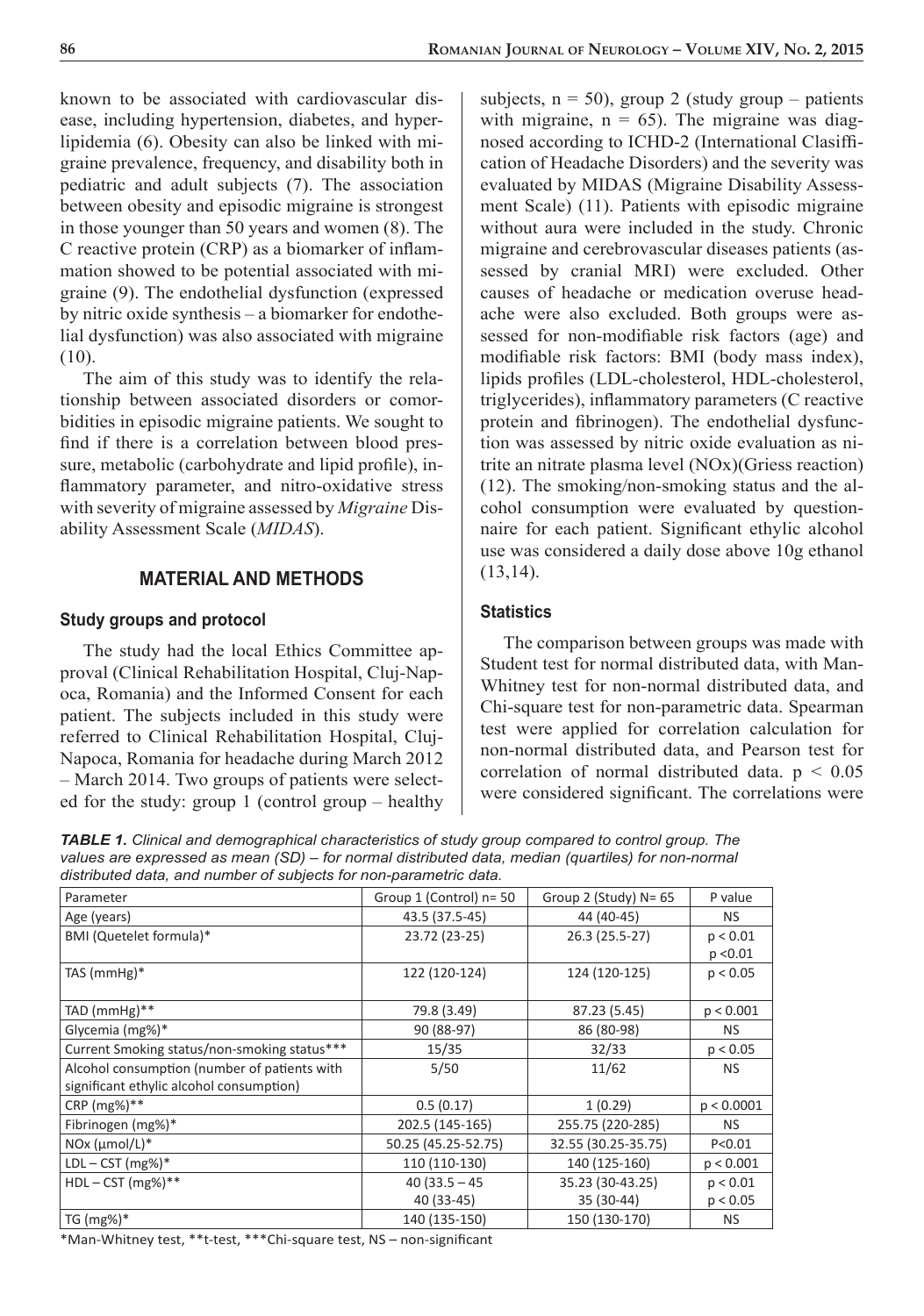known to be associated with cardiovascular disease, including hypertension, diabetes, and hyperlipidemia (6). Obesity can also be linked with migraine prevalence, frequency, and disability both in pediatric and adult subjects (7). The association between obesity and episodic migraine is strongest in those younger than 50 years and women (8). The C reactive protein (CRP) as a biomarker of inflammation showed to be potential associated with migraine (9). The endothelial dysfunction (expressed by nitric oxide synthesis – a biomarker for endothelial dysfunction) was also associated with migraine (10).

The aim of this study was to identify the relationship between associated disorders or comorbidities in episodic migraine patients. We sought to find if there is a correlation between blood pressure, metabolic (carbohydrate and lipid profile), inflammatory parameter, and nitro-oxidative stress with severity of migraine assessed by *Migraine* Disability Assessment Scale (*MIDAS*).

## MATERIAL AND METHODS

### Study groups and protocol

The study had the local Ethics Committee approval (Clinical Rehabilitation Hospital, Cluj-Napoca, Romania) and the Informed Consent for each patient. The subjects included in this study were referred to Clinical Rehabilitation Hospital, Cluj-Napoca, Romania for headache during March 2012 – March 2014. Two groups of patients were selected for the study: group 1 (control group – healthy subjects, n = 50), group 2 (study group – patients with migraine, n = 65). The migraine was diagnosed according to ICHD-2 (International Clasiffication of Headache Disorders) and the severity was evaluated by MIDAS (Migraine Disability Assessment Scale) (11). Patients with episodic migraine without aura were included in the study. Chronic migraine and cerebrovascular diseases patients (assessed by cranial MRI) were excluded. Other causes of headache or medication overuse headache were also excluded. Both groups were assessed for non-modifiable risk factors (age) and modifiable risk factors: BMI (body mass index), lipids profiles (LDL-cholesterol, HDL-cholesterol, triglycerides), inflammatory parameters (C reactive protein and fibrinogen). The endothelial dysfunction was assessed by nitric oxide evaluation as nitrite an nitrate plasma level (NOx)(Griess reaction) (12). The smoking/non-smoking status and the alcohol consumption were evaluated by questionnaire for each patient. Significant ethylic alcohol use was considered a daily dose above 10g ethanol (13,14).

### Statistics

The comparison between groups was made with Student test for normal distributed data, with Man-Whitney test for non-normal distributed data, and Chi-square test for non-parametric data. Spearman test were applied for correlation calculation for non-normal distributed data, and Pearson test for correlation of normal distributed data. $p < 0.05$ were considered significant. The correlations were

***TABLE 1.*** *Clinical and demographical characteristics of study group compared to control group. The values are expressed as mean (SD) – for normal distributed data, median (quartiles) for non-normal distributed data, and number of subjects for non-parametric data.*

| Parameter | Group 1 (Control) n= 50 | Group 2 (Study) N= 65 | P value |
|---|---|---|---|
| Age (years) | 43.5 (37.5-45) | 44 (40-45) | NS |
| BMI (Quetelet formula)* | 23.72 (23-25) | 26.3 (25.5-27) | p < 0.01<br>p <0.01 |
| TAS (mmHg)* | 122 (120-124) | 124 (120-125) | p < 0.05 |
| TAD (mmHg)** | 79.8 (3.49) | 87.23 (5.45) | p < 0.001 |
| Glycemia (mg%)* | 90 (88-97) | 86 (80-98) | NS |
| Current Smoking status/non-smoking status*** | 15/35 | 32/33 | p < 0.05 |
| Alcohol consumption (number of patients with significant ethylic alcohol consumption) | 5/50 | 11/62 | NS |
| CRP (mg%)** | 0.5 (0.17) | 1 (0.29) | p < 0.0001 |
| Fibrinogen (mg%)* | 202.5 (145-165) | 255.75 (220-285) | NS |
| NOx (μmol/L)* | 50.25 (45.25-52.75) | 32.55 (30.25-35.75) | P<0.01 |
| LDL – CST (mg%)* | 110 (110-130) | 140 (125-160) | p < 0.001 |
| HDL – CST (mg%)** | 40 (33.5 – 45<br>40 (33-45) | 35.23 (30-43.25)<br>35 (30-44) | p < 0.01<br>p < 0.05 |
| TG (mg%)* | 140 (135-150) | 150 (130-170) | NS |

*Man-Whitney test, **t-test, ***Chi-square test, NS – non-significant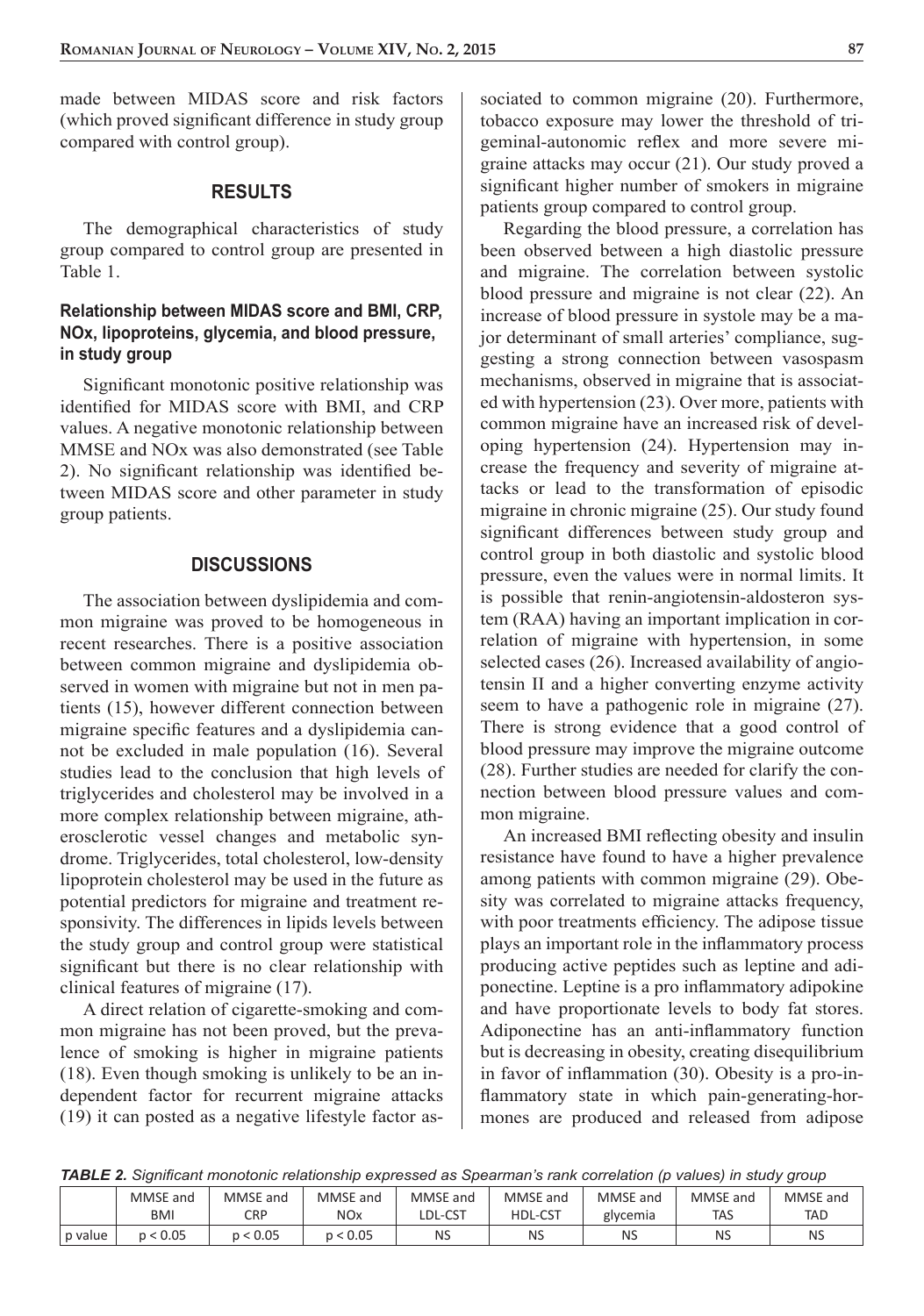made between MIDAS score and risk factors (which proved significant difference in study group compared with control group).

## RESULTS

The demographical characteristics of study group compared to control group are presented in Table 1.

### Relationship between MIDAS score and BMI, CRP, NOx, lipoproteins, glycemia, and blood pressure, in study group

Significant monotonic positive relationship was identified for MIDAS score with BMI, and CRP values. A negative monotonic relationship between MMSE and NOx was also demonstrated (see Table 2). No significant relationship was identified between MIDAS score and other parameter in study group patients.

## DISCUSSIONS

The association between dyslipidemia and common migraine was proved to be homogeneous in recent researches. There is a positive association between common migraine and dyslipidemia observed in women with migraine but not in men patients (15), however different connection between migraine specific features and a dyslipidemia cannot be excluded in male population (16). Several studies lead to the conclusion that high levels of triglycerides and cholesterol may be involved in a more complex relationship between migraine, atherosclerotic vessel changes and metabolic syndrome. Triglycerides, total cholesterol, low-density lipoprotein cholesterol may be used in the future as potential predictors for migraine and treatment responsivity. The differences in lipids levels between the study group and control group were statistical significant but there is no clear relationship with clinical features of migraine (17).

A direct relation of cigarette-smoking and common migraine has not been proved, but the prevalence of smoking is higher in migraine patients (18). Even though smoking is unlikely to be an independent factor for recurrent migraine attacks (19) it can posted as a negative lifestyle factor associated to common migraine (20). Furthermore, tobacco exposure may lower the threshold of trigeminal-autonomic reflex and more severe migraine attacks may occur (21). Our study proved a significant higher number of smokers in migraine patients group compared to control group.

Regarding the blood pressure, a correlation has been observed between a high diastolic pressure and migraine. The correlation between systolic blood pressure and migraine is not clear (22). An increase of blood pressure in systole may be a major determinant of small arteries' compliance, suggesting a strong connection between vasospasm mechanisms, observed in migraine that is associated with hypertension (23). Over more, patients with common migraine have an increased risk of developing hypertension (24). Hypertension may increase the frequency and severity of migraine attacks or lead to the transformation of episodic migraine in chronic migraine (25). Our study found significant differences between study group and control group in both diastolic and systolic blood pressure, even the values were in normal limits. It is possible that renin-angiotensin-aldosteron system (RAA) having an important implication in correlation of migraine with hypertension, in some selected cases (26). Increased availability of angiotensin II and a higher converting enzyme activity seem to have a pathogenic role in migraine (27). There is strong evidence that a good control of blood pressure may improve the migraine outcome (28). Further studies are needed for clarify the connection between blood pressure values and common migraine.

An increased BMI reflecting obesity and insulin resistance have found to have a higher prevalence among patients with common migraine (29). Obesity was correlated to migraine attacks frequency, with poor treatments efficiency. The adipose tissue plays an important role in the inflammatory process producing active peptides such as leptine and adiponectine. Leptine is a pro inflammatory adipokine and have proportionate levels to body fat stores. Adiponectine has an anti-inflammatory function but is decreasing in obesity, creating disequilibrium in favor of inflammation (30). Obesity is a pro-inflammatory state in which pain-generating-hormones are produced and released from adipose

*TABLE 2. Significant monotonic relationship expressed as Spearman's rank correlation (p values) in study group*

| | MMSE and BMI | MMSE and CRP | MMSE and NOx | MMSE and LDL-CST | MMSE and HDL-CST | MMSE and glycemia | MMSE and TAS | MMSE and TAD |
|---|---|---|---|---|---|---|---|---|
| p value | $p < 0.05$ | $p < 0.05$ | $p < 0.05$ | NS | NS | NS | NS | NS |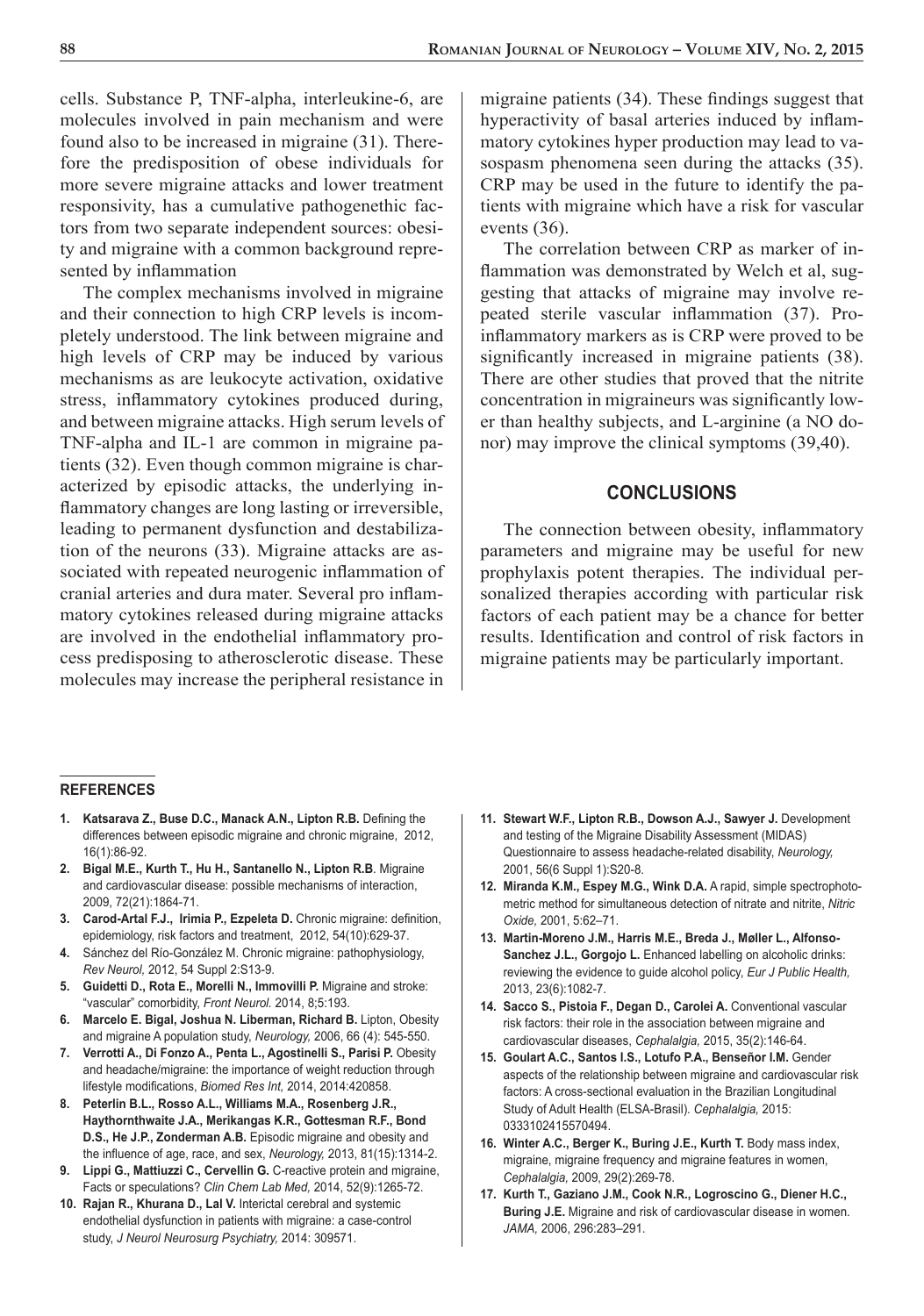cells. Substance P, TNF-alpha, interleukine-6, are molecules involved in pain mechanism and were found also to be increased in migraine (31). Therefore the predisposition of obese individuals for more severe migraine attacks and lower treatment responsivity, has a cumulative pathogenethic factors from two separate independent sources: obesity and migraine with a common background represented by inflammation

The complex mechanisms involved in migraine and their connection to high CRP levels is incompletely understood. The link between migraine and high levels of CRP may be induced by various mechanisms as are leukocyte activation, oxidative stress, inflammatory cytokines produced during, and between migraine attacks. High serum levels of TNF-alpha and IL-1 are common in migraine patients (32). Even though common migraine is characterized by episodic attacks, the underlying inflammatory changes are long lasting or irreversible, leading to permanent dysfunction and destabilization of the neurons (33). Migraine attacks are associated with repeated neurogenic inflammation of cranial arteries and dura mater. Several pro inflammatory cytokines released during migraine attacks are involved in the endothelial inflammatory process predisposing to atherosclerotic disease. These molecules may increase the peripheral resistance in migraine patients (34). These findings suggest that hyperactivity of basal arteries induced by inflammatory cytokines hyper production may lead to vasospasm phenomena seen during the attacks (35). CRP may be used in the future to identify the patients with migraine which have a risk for vascular events (36).

The correlation between CRP as marker of inflammation was demonstrated by Welch et al, suggesting that attacks of migraine may involve repeated sterile vascular inflammation (37). Proinflammatory markers as is CRP were proved to be significantly increased in migraine patients (38). There are other studies that proved that the nitrite concentration in migraineurs was significantly lower than healthy subjects, and L-arginine (a NO donor) may improve the clinical symptoms (39,40).

## CONCLUSIONS

The connection between obesity, inflammatory parameters and migraine may be useful for new prophylaxis potent therapies. The individual personalized therapies according with particular risk factors of each patient may be a chance for better results. Identification and control of risk factors in migraine patients may be particularly important.

## REFERENCES

1. **Katsarava Z., Buse D.C., Manack A.N., Lipton R.B.** Defining the differences between episodic migraine and chronic migraine, 2012, 16(1):86-92.
2. **Bigal M.E., Kurth T., Hu H., Santanello N., Lipton R.B**. Migraine and cardiovascular disease: possible mechanisms of interaction, 2009, 72(21):1864-71.
3. **Carod-Artal F.J., Irimia P., Ezpeleta D.** Chronic migraine: definition, epidemiology, risk factors and treatment, 2012, 54(10):629-37.
4. Sánchez del Río-González M. Chronic migraine: pathophysiology, *Rev Neurol,* 2012, 54 Suppl 2:S13-9.
5. **Guidetti D., Rota E., Morelli N., Immovilli P.** Migraine and stroke: "vascular" comorbidity, *Front Neurol.* 2014, 8;5:193.
6. **Marcelo E. Bigal, Joshua N. Liberman, Richard B.** Lipton, Obesity and migraine A population study, *Neurology,* 2006, 66 (4): 545-550.
7. **Verrotti A., Di Fonzo A., Penta L., Agostinelli S., Parisi P.** Obesity and headache/migraine: the importance of weight reduction through lifestyle modifications, *Biomed Res Int,* 2014, 2014:420858.
8. **Peterlin B.L., Rosso A.L., Williams M.A., Rosenberg J.R., Haythornthwaite J.A., Merikangas K.R., Gottesman R.F., Bond D.S., He J.P., Zonderman A.B.** Episodic migraine and obesity and the influence of age, race, and sex, *Neurology,* 2013, 81(15):1314-2.
9. **Lippi G., Mattiuzzi C., Cervellin G.** C-reactive protein and migraine, Facts or speculations? *Clin Chem Lab Med,* 2014, 52(9):1265-72.
10. **Rajan R., Khurana D., Lal V.** Interictal cerebral and systemic endothelial dysfunction in patients with migraine: a case-control study, *J Neurol Neurosurg Psychiatry,* 2014: 309571.
11. **Stewart W.F., Lipton R.B., Dowson A.J., Sawyer J.** Development and testing of the Migraine Disability Assessment (MIDAS) Questionnaire to assess headache-related disability, *Neurology,* 2001, 56(6 Suppl 1):S20-8.
12. **Miranda K.M., Espey M.G., Wink D.A.** A rapid, simple spectrophotometric method for simultaneous detection of nitrate and nitrite, *Nitric Oxide,* 2001, 5:62–71.
13. **Martin-Moreno J.M., Harris M.E., Breda J., Møller L., Alfonso-Sanchez J.L., Gorgojo L.** Enhanced labelling on alcoholic drinks: reviewing the evidence to guide alcohol policy, *Eur J Public Health,* 2013, 23(6):1082-7.
14. **Sacco S., Pistoia F., Degan D., Carolei A.** Conventional vascular risk factors: their role in the association between migraine and cardiovascular diseases, *Cephalalgia,* 2015, 35(2):146-64.
15. **Goulart A.C., Santos I.S., Lotufo P.A., Benseñor I.M.** Gender aspects of the relationship between migraine and cardiovascular risk factors: A cross-sectional evaluation in the Brazilian Longitudinal Study of Adult Health (ELSA-Brasil). *Cephalalgia,* 2015: 0333102415570494.
16. **Winter A.C., Berger K., Buring J.E., Kurth T.** Body mass index, migraine, migraine frequency and migraine features in women, *Cephalalgia,* 2009, 29(2):269-78.
17. **Kurth T., Gaziano J.M., Cook N.R., Logroscino G., Diener H.C., Buring J.E.** Migraine and risk of cardiovascular disease in women. *JAMA,* 2006, 296:283–291.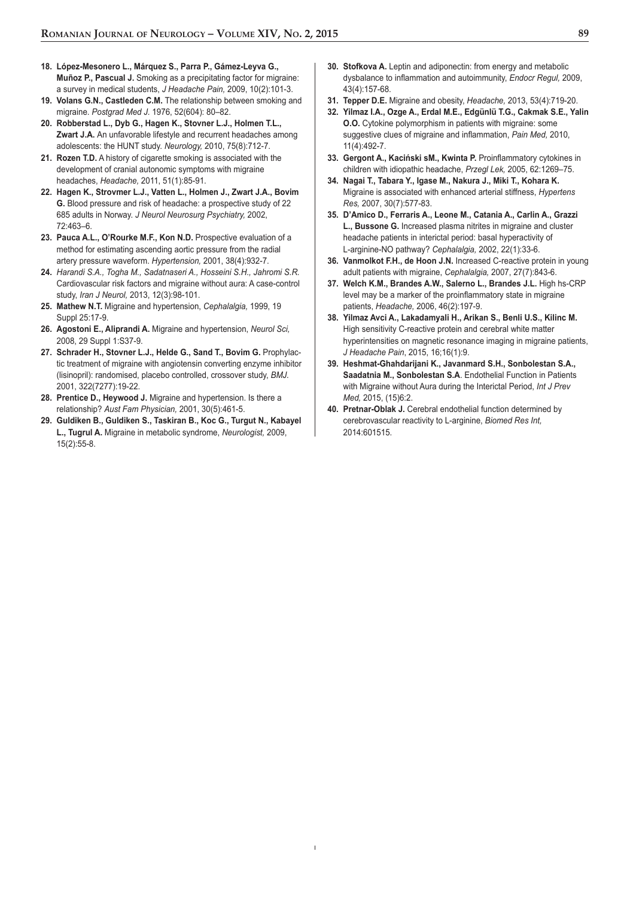18. **López-Mesonero L., Márquez S., Parra P., Gámez-Leyva G., Muñoz P., Pascual J.** Smoking as a precipitating factor for migraine: a survey in medical students, *J Headache Pain,* 2009, 10(2):101-3.
19. **Volans G.N., Castleden C.M.** The relationship between smoking and migraine. *Postgrad Med J.* 1976, 52(604): 80–82.
20. **Robberstad L., Dyb G., Hagen K., Stovner L.J., Holmen T.L., Zwart J.A.** An unfavorable lifestyle and recurrent headaches among adolescents: the HUNT study. *Neurology,* 2010, 75(8):712-7.
21. **Rozen T.D.** A history of cigarette smoking is associated with the development of cranial autonomic symptoms with migraine headaches, *Headache,* 2011, 51(1):85-91.
22. **Hagen K., Strovmer L.J., Vatten L., Holmen J., Zwart J.A., Bovim G.** Blood pressure and risk of headache: a prospective study of 22 685 adults in Norway. *J Neurol Neurosurg Psychiatry,* 2002, 72:463–6.
23. **Pauca A.L., O'Rourke M.F., Kon N.D.** Prospective evaluation of a method for estimating ascending aortic pressure from the radial artery pressure waveform. *Hypertension,* 2001, 38(4):932-7.
24. *Harandi S.A., Togha M., Sadatnaseri A., Hosseini S.H., Jahromi S.R.* Cardiovascular risk factors and migraine without aura: A case-control study, *Iran J Neurol,* 2013, 12(3):98-101.
25. **Mathew N.T.** Migraine and hypertension, *Cephalalgia,* 1999, 19 Suppl 25:17-9.
26. **Agostoni E., Aliprandi A.** Migraine and hypertension, *Neurol Sci,* 2008, 29 Suppl 1:S37-9.
27. **Schrader H., Stovner L.J., Helde G., Sand T., Bovim G.** Prophylactic treatment of migraine with angiotensin converting enzyme inhibitor (lisinopril): randomised, placebo controlled, crossover study, *BMJ.* 2001, 322(7277):19-22.
28. **Prentice D., Heywood J.** Migraine and hypertension. Is there a relationship? *Aust Fam Physician,* 2001, 30(5):461-5.
29. **Guldiken B., Guldiken S., Taskiran B., Koc G., Turgut N., Kabayel L., Tugrul A.** Migraine in metabolic syndrome, *Neurologist,* 2009, 15(2):55-8.
30. **Stofkova A.** Leptin and adiponectin: from energy and metabolic dysbalance to inflammation and autoimmunity, *Endocr Regul,* 2009, 43(4):157-68.
31. **Tepper D.E.** Migraine and obesity, *Headache,* 2013, 53(4):719-20.
32. **Yilmaz I.A., Ozge A., Erdal M.E., Edgünlü T.G., Cakmak S.E., Yalin O.O.** Cytokine polymorphism in patients with migraine: some suggestive clues of migraine and inflammation, *Pain Med,* 2010, 11(4):492-7.
33. **Gergont A., Kaciński sM., Kwinta P.** Proinflammatory cytokines in children with idiopathic headache, *Przegl Lek,* 2005, 62:1269–75.
34. **Nagai T., Tabara Y., Igase M., Nakura J., Miki T., Kohara K.** Migraine is associated with enhanced arterial stiffness, *Hypertens Res,* 2007, 30(7):577-83.
35. **D'Amico D., Ferraris A., Leone M., Catania A., Carlin A., Grazzi L., Bussone G.** Increased plasma nitrites in migraine and cluster headache patients in interictal period: basal hyperactivity of L-arginine-NO pathway? *Cephalalgia,* 2002, 22(1):33-6.
36. **Vanmolkot F.H., de Hoon J.N.** Increased C-reactive protein in young adult patients with migraine, *Cephalalgia,* 2007, 27(7):843-6.
37. **Welch K.M., Brandes A.W., Salerno L., Brandes J.L.** High hs-CRP level may be a marker of the proinflammatory state in migraine patients, *Headache,* 2006, 46(2):197-9.
38. **Yilmaz Avci A., Lakadamyali H., Arikan S., Benli U.S., Kilinc M.** High sensitivity C-reactive protein and cerebral white matter hyperintensities on magnetic resonance imaging in migraine patients, *J Headache Pain*, 2015, 16;16(1):9.
39. **Heshmat-Ghahdarijani K., Javanmard S.H., Sonbolestan S.A., Saadatnia M., Sonbolestan S.A**. Endothelial Function in Patients with Migraine without Aura during the Interictal Period, *Int J Prev Med,* 2015, (15)6:2.
40. **Pretnar-Oblak J.** Cerebral endothelial function determined by cerebrovascular reactivity to L-arginine, *Biomed Res Int,* 2014:601515.